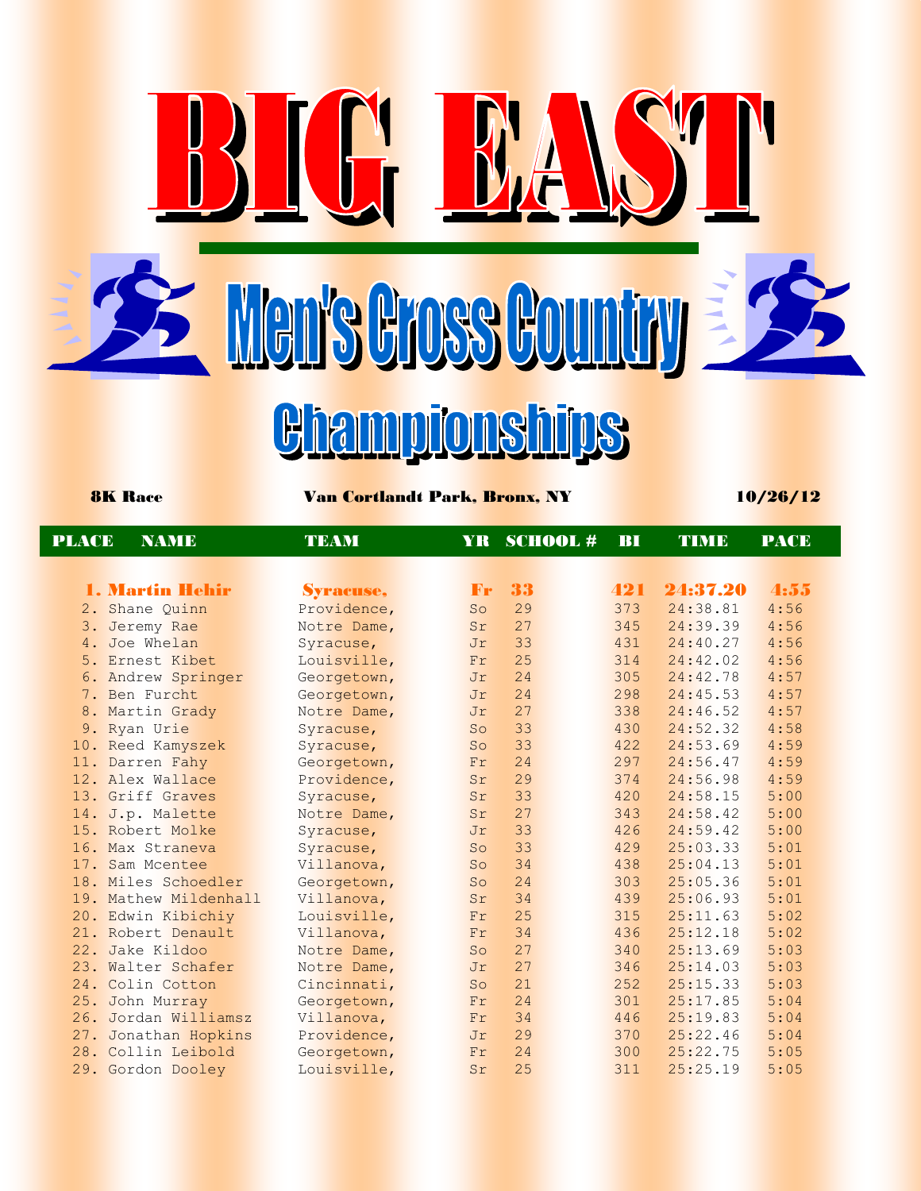# BIG EAST

## Men's Cross Country

## Championships

**8K Race** **Van Cortlandt Park, Bronx, NY** **10/26/12**

| PLACE | NAME | TEAM | YR | SCHOOL # | BI | TIME | PACE |
|---|---|---|---|---|---|---|---|
| **1.** | **Martin Hehir** | **Syracuse,** | **Fr** | **33** | **421** | **24:37.20** | **4:55** |
| 2. | Shane Quinn | Providence, | So | 29 | 373 | 24:38.81 | 4:56 |
| 3. | Jeremy Rae | Notre Dame, | Sr | 27 | 345 | 24:39.39 | 4:56 |
| 4. | Joe Whelan | Syracuse, | Jr | 33 | 431 | 24:40.27 | 4:56 |
| 5. | Ernest Kibet | Louisville, | Fr | 25 | 314 | 24:42.02 | 4:56 |
| 6. | Andrew Springer | Georgetown, | Jr | 24 | 305 | 24:42.78 | 4:57 |
| 7. | Ben Furcht | Georgetown, | Jr | 24 | 298 | 24:45.53 | 4:57 |
| 8. | Martin Grady | Notre Dame, | Jr | 27 | 338 | 24:46.52 | 4:57 |
| 9. | Ryan Urie | Syracuse, | So | 33 | 430 | 24:52.32 | 4:58 |
| 10. | Reed Kamyszek | Syracuse, | So | 33 | 422 | 24:53.69 | 4:59 |
| 11. | Darren Fahy | Georgetown, | Fr | 24 | 297 | 24:56.47 | 4:59 |
| 12. | Alex Wallace | Providence, | Sr | 29 | 374 | 24:56.98 | 4:59 |
| 13. | Griff Graves | Syracuse, | Sr | 33 | 420 | 24:58.15 | 5:00 |
| 14. | J.p. Malette | Notre Dame, | Sr | 27 | 343 | 24:58.42 | 5:00 |
| 15. | Robert Molke | Syracuse, | Jr | 33 | 426 | 24:59.42 | 5:00 |
| 16. | Max Straneva | Syracuse, | So | 33 | 429 | 25:03.33 | 5:01 |
| 17. | Sam Mcentee | Villanova, | So | 34 | 438 | 25:04.13 | 5:01 |
| 18. | Miles Schoedler | Georgetown, | So | 24 | 303 | 25:05.36 | 5:01 |
| 19. | Mathew Mildenhall | Villanova, | Sr | 34 | 439 | 25:06.93 | 5:01 |
| 20. | Edwin Kibichiy | Louisville, | Fr | 25 | 315 | 25:11.63 | 5:02 |
| 21. | Robert Denault | Villanova, | Fr | 34 | 436 | 25:12.18 | 5:02 |
| 22. | Jake Kildoo | Notre Dame, | So | 27 | 340 | 25:13.69 | 5:03 |
| 23. | Walter Schafer | Notre Dame, | Jr | 27 | 346 | 25:14.03 | 5:03 |
| 24. | Colin Cotton | Cincinnati, | So | 21 | 252 | 25:15.33 | 5:03 |
| 25. | John Murray | Georgetown, | Fr | 24 | 301 | 25:17.85 | 5:04 |
| 26. | Jordan Williamsz | Villanova, | Fr | 34 | 446 | 25:19.83 | 5:04 |
| 27. | Jonathan Hopkins | Providence, | Jr | 29 | 370 | 25:22.46 | 5:04 |
| 28. | Collin Leibold | Georgetown, | Fr | 24 | 300 | 25:22.75 | 5:05 |
| 29. | Gordon Dooley | Louisville, | Sr | 25 | 311 | 25:25.19 | 5:05 |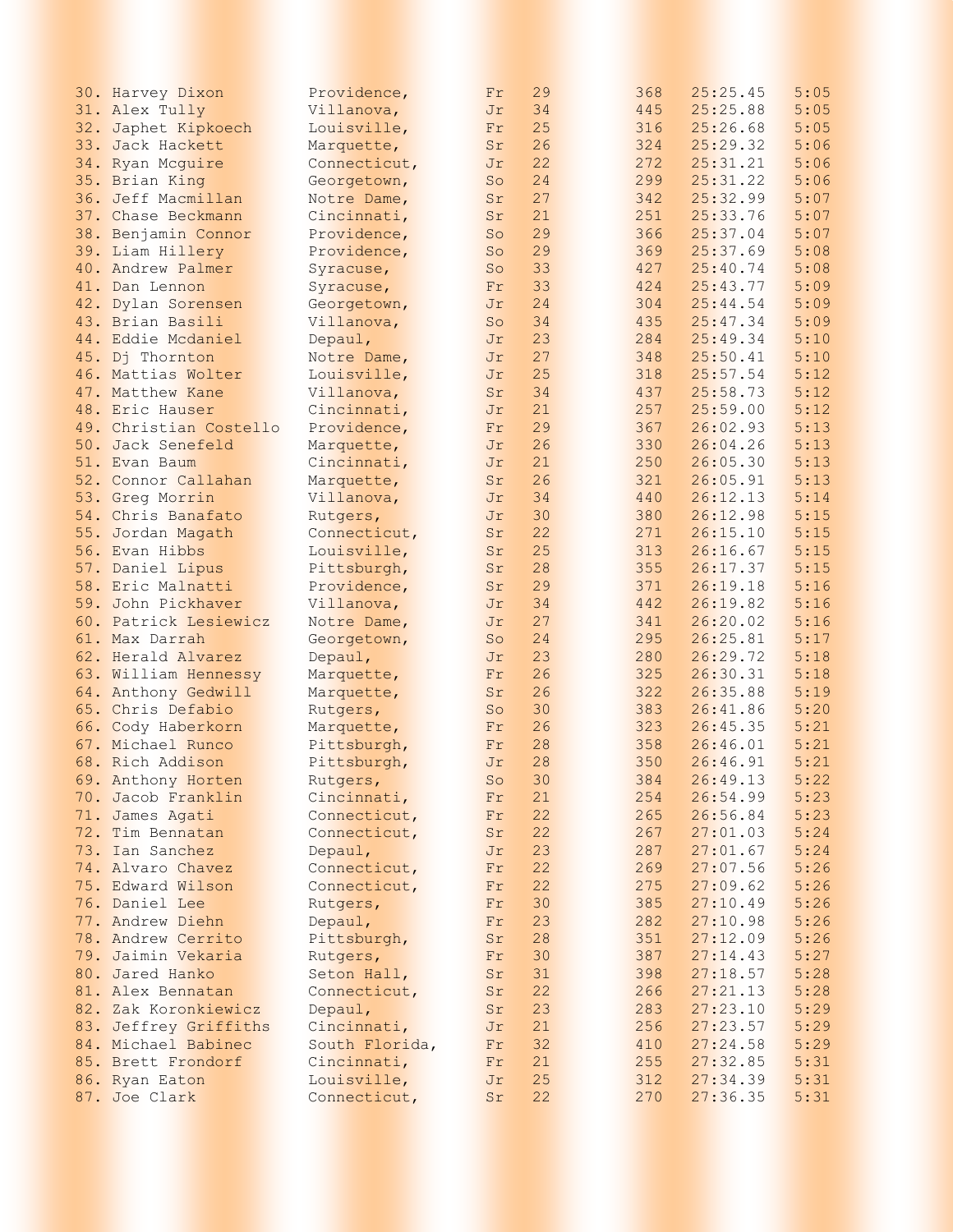```
30. Harvey Dixon          Providence,      Fr   29          368   25:25.45    5:05
31. Alex Tully            Villanova,       Jr   34          445   25:25.88    5:05
32. Japhet Kipkoech       Louisville,      Fr   25          316   25:26.68    5:05
33. Jack Hackett          Marquette,       Sr   26          324   25:29.32    5:06
34. Ryan Mcguire          Connecticut,     Jr   22          272   25:31.21    5:06
35. Brian King            Georgetown,      So   24          299   25:31.22    5:06
36. Jeff Macmillan        Notre Dame,      Sr   27          342   25:32.99    5:07
37. Chase Beckmann        Cincinnati,      Sr   21          251   25:33.76    5:07
38. Benjamin Connor       Providence,      So   29          366   25:37.04    5:07
39. Liam Hillery          Providence,      So   29          369   25:37.69    5:08
40. Andrew Palmer         Syracuse,        So   33          427   25:40.74    5:08
41. Dan Lennon            Syracuse,        Fr   33          424   25:43.77    5:09
42. Dylan Sorensen        Georgetown,      Jr   24          304   25:44.54    5:09
43. Brian Basili          Villanova,       So   34          435   25:47.34    5:09
44. Eddie Mcdaniel        Depaul,          Jr   23          284   25:49.34    5:10
45. Dj Thornton           Notre Dame,      Jr   27          348   25:50.41    5:10
46. Mattias Wolter        Louisville,      Jr   25          318   25:57.54    5:12
47. Matthew Kane          Villanova,       Sr   34          437   25:58.73    5:12
48. Eric Hauser           Cincinnati,      Jr   21          257   25:59.00    5:12
49. Christian Costello    Providence,      Fr   29          367   26:02.93    5:13
50. Jack Senefeld         Marquette,       Jr   26          330   26:04.26    5:13
51. Evan Baum             Cincinnati,      Jr   21          250   26:05.30    5:13
52. Connor Callahan       Marquette,       Sr   26          321   26:05.91    5:13
53. Greg Morrin           Villanova,       Jr   34          440   26:12.13    5:14
54. Chris Banafato        Rutgers,         Jr   30          380   26:12.98    5:15
55. Jordan Magath         Connecticut,     Sr   22          271   26:15.10    5:15
56. Evan Hibbs            Louisville,      Sr   25          313   26:16.67    5:15
57. Daniel Lipus          Pittsburgh,      Sr   28          355   26:17.37    5:15
58. Eric Malnatti         Providence,      Sr   29          371   26:19.18    5:16
59. John Pickhaver        Villanova,       Jr   34          442   26:19.82    5:16
60. Patrick Lesiewicz     Notre Dame,      Jr   27          341   26:20.02    5:16
61. Max Darrah            Georgetown,      So   24          295   26:25.81    5:17
62. Herald Alvarez        Depaul,          Jr   23          280   26:29.72    5:18
63. William Hennessy      Marquette,       Fr   26          325   26:30.31    5:18
64. Anthony Gedwill       Marquette,       Sr   26          322   26:35.88    5:19
65. Chris Defabio         Rutgers,         So   30          383   26:41.86    5:20
66. Cody Haberkorn        Marquette,       Fr   26          323   26:45.35    5:21
67. Michael Runco         Pittsburgh,      Fr   28          358   26:46.01    5:21
68. Rich Addison          Pittsburgh,      Jr   28          350   26:46.91    5:21
69. Anthony Horten        Rutgers,         So   30          384   26:49.13    5:22
70. Jacob Franklin        Cincinnati,      Fr   21          254   26:54.99    5:23
71. James Agati           Connecticut,     Fr   22          265   26:56.84    5:23
72. Tim Bennatan          Connecticut,     Sr   22          267   27:01.03    5:24
73. Ian Sanchez           Depaul,          Jr   23          287   27:01.67    5:24
74. Alvaro Chavez         Connecticut,     Fr   22          269   27:07.56    5:26
75. Edward Wilson         Connecticut,     Fr   22          275   27:09.62    5:26
76. Daniel Lee            Rutgers,         Fr   30          385   27:10.49    5:26
77. Andrew Diehn          Depaul,          Fr   23          282   27:10.98    5:26
78. Andrew Cerrito        Pittsburgh,      Sr   28          351   27:12.09    5:26
79. Jaimin Vekaria        Rutgers,         Fr   30          387   27:14.43    5:27
80. Jared Hanko           Seton Hall,      Sr   31          398   27:18.57    5:28
81. Alex Bennatan         Connecticut,     Sr   22          266   27:21.13    5:28
82. Zak Koronkiewicz      Depaul,          Sr   23          283   27:23.10    5:29
83. Jeffrey Griffiths     Cincinnati,      Jr   21          256   27:23.57    5:29
84. Michael Babinec       South Florida,   Fr   32          410   27:24.58    5:29
85. Brett Frondorf        Cincinnati,      Fr   21          255   27:32.85    5:31
86. Ryan Eaton            Louisville,      Jr   25          312   27:34.39    5:31
87. Joe Clark             Connecticut,     Sr   22          270   27:36.35    5:31
```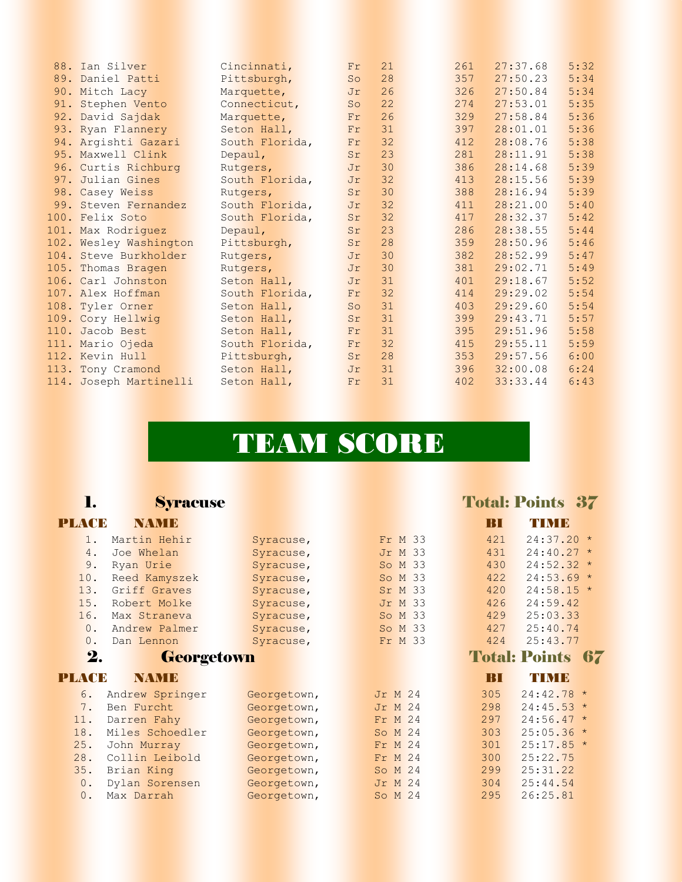| Place | Name | Team | Yr | # | BI | Time | Pace |
|---|---|---|---|---|---|---|---|
| 88. | Ian Silver | Cincinnati, | Fr | 21 | 261 | 27:37.68 | 5:32 |
| 89. | Daniel Patti | Pittsburgh, | So | 28 | 357 | 27:50.23 | 5:34 |
| 90. | Mitch Lacy | Marquette, | Jr | 26 | 326 | 27:50.84 | 5:34 |
| 91. | Stephen Vento | Connecticut, | So | 22 | 274 | 27:53.01 | 5:35 |
| 92. | David Sajdak | Marquette, | Fr | 26 | 329 | 27:58.84 | 5:36 |
| 93. | Ryan Flannery | Seton Hall, | Fr | 31 | 397 | 28:01.01 | 5:36 |
| 94. | Argishti Gazari | South Florida, | Fr | 32 | 412 | 28:08.76 | 5:38 |
| 95. | Maxwell Clink | Depaul, | Sr | 23 | 281 | 28:11.91 | 5:38 |
| 96. | Curtis Richburg | Rutgers, | Jr | 30 | 386 | 28:14.68 | 5:39 |
| 97. | Julian Gines | South Florida, | Jr | 32 | 413 | 28:15.56 | 5:39 |
| 98. | Casey Weiss | Rutgers, | Sr | 30 | 388 | 28:16.94 | 5:39 |
| 99. | Steven Fernandez | South Florida, | Jr | 32 | 411 | 28:21.00 | 5:40 |
| 100. | Felix Soto | South Florida, | Sr | 32 | 417 | 28:32.37 | 5:42 |
| 101. | Max Rodriguez | Depaul, | Sr | 23 | 286 | 28:38.55 | 5:44 |
| 102. | Wesley Washington | Pittsburgh, | Sr | 28 | 359 | 28:50.96 | 5:46 |
| 104. | Steve Burkholder | Rutgers, | Jr | 30 | 382 | 28:52.99 | 5:47 |
| 105. | Thomas Bragen | Rutgers, | Jr | 30 | 381 | 29:02.71 | 5:49 |
| 106. | Carl Johnston | Seton Hall, | Jr | 31 | 401 | 29:18.67 | 5:52 |
| 107. | Alex Hoffman | South Florida, | Fr | 32 | 414 | 29:29.02 | 5:54 |
| 108. | Tyler Orner | Seton Hall, | So | 31 | 403 | 29:29.60 | 5:54 |
| 109. | Cory Hellwig | Seton Hall, | Sr | 31 | 399 | 29:43.71 | 5:57 |
| 110. | Jacob Best | Seton Hall, | Fr | 31 | 395 | 29:51.96 | 5:58 |
| 111. | Mario Ojeda | South Florida, | Fr | 32 | 415 | 29:55.11 | 5:59 |
| 112. | Kevin Hull | Pittsburgh, | Sr | 28 | 353 | 29:57.56 | 6:00 |
| 113. | Tony Cramond | Seton Hall, | Jr | 31 | 396 | 32:00.08 | 6:24 |
| 114. | Joseph Martinelli | Seton Hall, | Fr | 31 | 402 | 33:33.44 | 6:43 |

# TEAM SCORE

## 1. Syracuse — Total: Points 37

| PLACE | NAME | Team | Yr | BI | TIME |
|---|---|---|---|---|---|
| 1. | Martin Hehir | Syracuse, | Fr M 33 | 421 | 24:37.20 * |
| 4. | Joe Whelan | Syracuse, | Jr M 33 | 431 | 24:40.27 * |
| 9. | Ryan Urie | Syracuse, | So M 33 | 430 | 24:52.32 * |
| 10. | Reed Kamyszek | Syracuse, | So M 33 | 422 | 24:53.69 * |
| 13. | Griff Graves | Syracuse, | Sr M 33 | 420 | 24:58.15 * |
| 15. | Robert Molke | Syracuse, | Jr M 33 | 426 | 24:59.42 |
| 16. | Max Straneva | Syracuse, | So M 33 | 429 | 25:03.33 |
| 0. | Andrew Palmer | Syracuse, | So M 33 | 427 | 25:40.74 |
| 0. | Dan Lennon | Syracuse, | Fr M 33 | 424 | 25:43.77 |

## 2. Georgetown — Total: Points 67

| PLACE | NAME | Team | Yr | BI | TIME |
|---|---|---|---|---|---|
| 6. | Andrew Springer | Georgetown, | Jr M 24 | 305 | 24:42.78 * |
| 7. | Ben Furcht | Georgetown, | Jr M 24 | 298 | 24:45.53 * |
| 11. | Darren Fahy | Georgetown, | Fr M 24 | 297 | 24:56.47 * |
| 18. | Miles Schoedler | Georgetown, | So M 24 | 303 | 25:05.36 * |
| 25. | John Murray | Georgetown, | Fr M 24 | 301 | 25:17.85 * |
| 28. | Collin Leibold | Georgetown, | Fr M 24 | 300 | 25:22.75 |
| 35. | Brian King | Georgetown, | So M 24 | 299 | 25:31.22 |
| 0. | Dylan Sorensen | Georgetown, | Jr M 24 | 304 | 25:44.54 |
| 0. | Max Darrah | Georgetown, | So M 24 | 295 | 26:25.81 |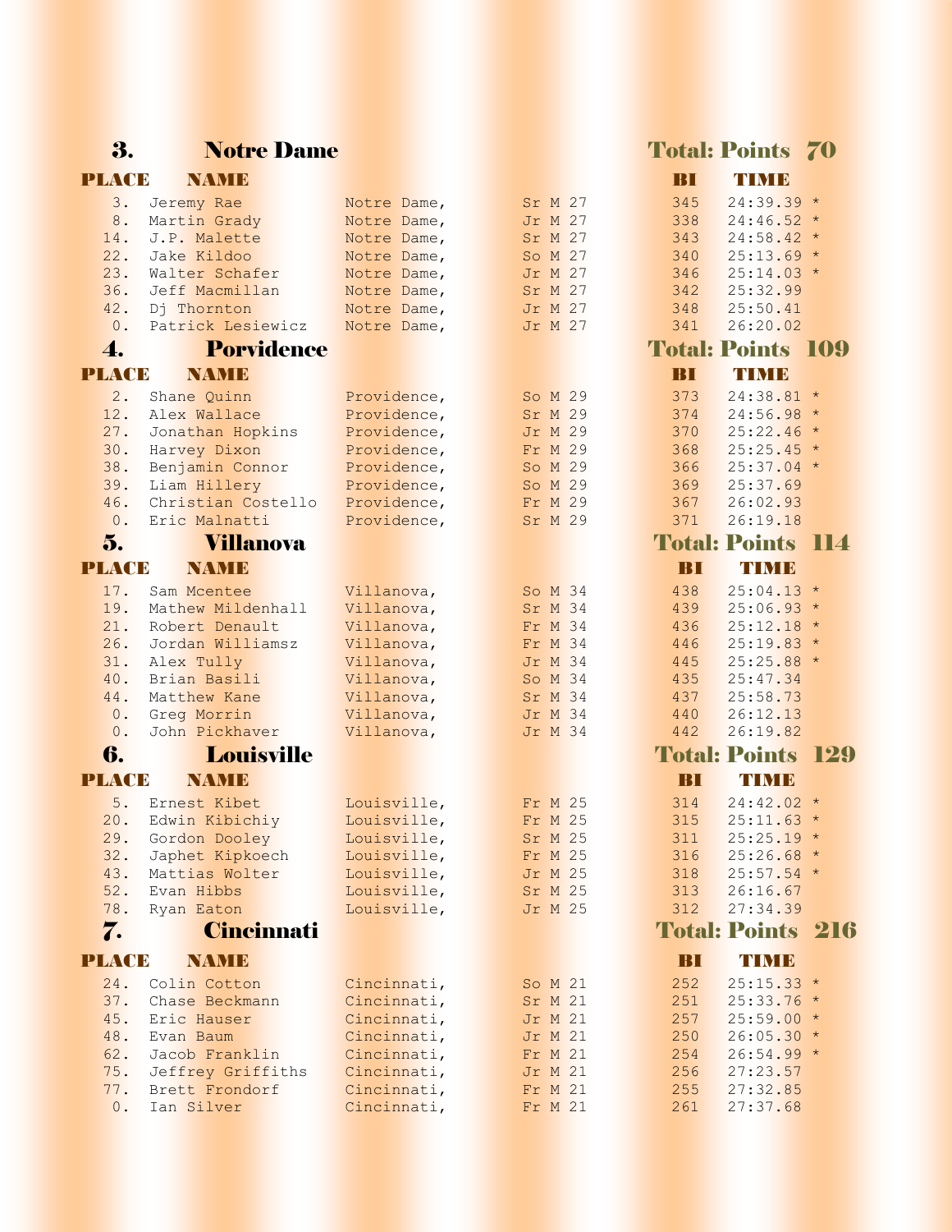## 3. Notre Dame — Total: Points 70

| PLACE | NAME | | | BI | TIME |
|---|---|---|---|---|---|
| 3. | Jeremy Rae | Notre Dame, | Sr M 27 | 345 | 24:39.39 * |
| 8. | Martin Grady | Notre Dame, | Jr M 27 | 338 | 24:46.52 * |
| 14. | J.P. Malette | Notre Dame, | Sr M 27 | 343 | 24:58.42 * |
| 22. | Jake Kildoo | Notre Dame, | So M 27 | 340 | 25:13.69 * |
| 23. | Walter Schafer | Notre Dame, | Jr M 27 | 346 | 25:14.03 * |
| 36. | Jeff Macmillan | Notre Dame, | Sr M 27 | 342 | 25:32.99 |
| 42. | Dj Thornton | Notre Dame, | Jr M 27 | 348 | 25:50.41 |
| 0. | Patrick Lesiewicz | Notre Dame, | Jr M 27 | 341 | 26:20.02 |

## 4. Porvidence — Total: Points 109

| PLACE | NAME | | | BI | TIME |
|---|---|---|---|---|---|
| 2. | Shane Quinn | Providence, | So M 29 | 373 | 24:38.81 * |
| 12. | Alex Wallace | Providence, | Sr M 29 | 374 | 24:56.98 * |
| 27. | Jonathan Hopkins | Providence, | Jr M 29 | 370 | 25:22.46 * |
| 30. | Harvey Dixon | Providence, | Fr M 29 | 368 | 25:25.45 * |
| 38. | Benjamin Connor | Providence, | So M 29 | 366 | 25:37.04 * |
| 39. | Liam Hillery | Providence, | So M 29 | 369 | 25:37.69 |
| 46. | Christian Costello | Providence, | Fr M 29 | 367 | 26:02.93 |
| 0. | Eric Malnatti | Providence, | Sr M 29 | 371 | 26:19.18 |

## 5. Villanova — Total: Points 114

| PLACE | NAME | | | BI | TIME |
|---|---|---|---|---|---|
| 17. | Sam Mcentee | Villanova, | So M 34 | 438 | 25:04.13 * |
| 19. | Mathew Mildenhall | Villanova, | Sr M 34 | 439 | 25:06.93 * |
| 21. | Robert Denault | Villanova, | Fr M 34 | 436 | 25:12.18 * |
| 26. | Jordan Williamsz | Villanova, | Fr M 34 | 446 | 25:19.83 * |
| 31. | Alex Tully | Villanova, | Jr M 34 | 445 | 25:25.88 * |
| 40. | Brian Basili | Villanova, | So M 34 | 435 | 25:47.34 |
| 44. | Matthew Kane | Villanova, | Sr M 34 | 437 | 25:58.73 |
| 0. | Greg Morrin | Villanova, | Jr M 34 | 440 | 26:12.13 |
| 0. | John Pickhaver | Villanova, | Jr M 34 | 442 | 26:19.82 |

## 6. Louisville — Total: Points 129

| PLACE | NAME | | | BI | TIME |
|---|---|---|---|---|---|
| 5. | Ernest Kibet | Louisville, | Fr M 25 | 314 | 24:42.02 * |
| 20. | Edwin Kibichiy | Louisville, | Fr M 25 | 315 | 25:11.63 * |
| 29. | Gordon Dooley | Louisville, | Sr M 25 | 311 | 25:25.19 * |
| 32. | Japhet Kipkoech | Louisville, | Fr M 25 | 316 | 25:26.68 * |
| 43. | Mattias Wolter | Louisville, | Jr M 25 | 318 | 25:57.54 * |
| 52. | Evan Hibbs | Louisville, | Sr M 25 | 313 | 26:16.67 |
| 78. | Ryan Eaton | Louisville, | Jr M 25 | 312 | 27:34.39 |

## 7. Cincinnati — Total: Points 216

| PLACE | NAME | | | BI | TIME |
|---|---|---|---|---|---|
| 24. | Colin Cotton | Cincinnati, | So M 21 | 252 | 25:15.33 * |
| 37. | Chase Beckmann | Cincinnati, | Sr M 21 | 251 | 25:33.76 * |
| 45. | Eric Hauser | Cincinnati, | Jr M 21 | 257 | 25:59.00 * |
| 48. | Evan Baum | Cincinnati, | Jr M 21 | 250 | 26:05.30 * |
| 62. | Jacob Franklin | Cincinnati, | Fr M 21 | 254 | 26:54.99 * |
| 75. | Jeffrey Griffiths | Cincinnati, | Jr M 21 | 256 | 27:23.57 |
| 77. | Brett Frondorf | Cincinnati, | Fr M 21 | 255 | 27:32.85 |
| 0. | Ian Silver | Cincinnati, | Fr M 21 | 261 | 27:37.68 |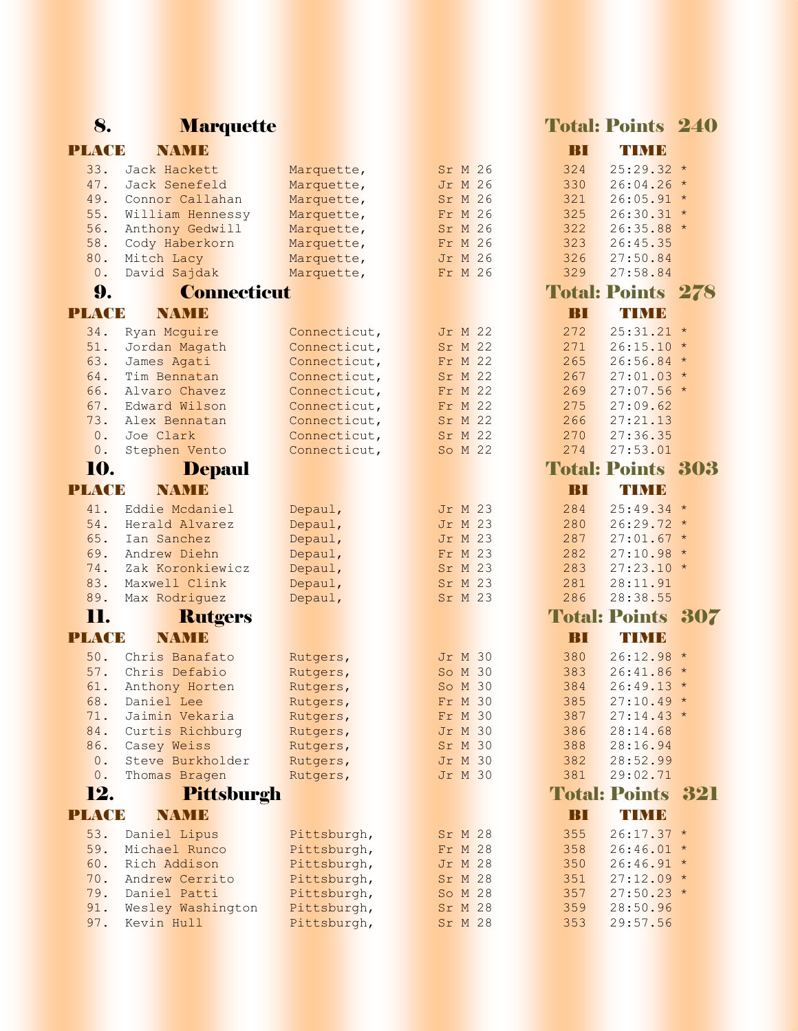## 8. Marquette — Total: Points 240

| PLACE | NAME | | | BI | TIME |
|---|---|---|---|---|---|
| 33. | Jack Hackett | Marquette, | Sr M 26 | 324 | 25:29.32 * |
| 47. | Jack Senefeld | Marquette, | Jr M 26 | 330 | 26:04.26 * |
| 49. | Connor Callahan | Marquette, | Sr M 26 | 321 | 26:05.91 * |
| 55. | William Hennessy | Marquette, | Fr M 26 | 325 | 26:30.31 * |
| 56. | Anthony Gedwill | Marquette, | Sr M 26 | 322 | 26:35.88 * |
| 58. | Cody Haberkorn | Marquette, | Fr M 26 | 323 | 26:45.35 |
| 80. | Mitch Lacy | Marquette, | Jr M 26 | 326 | 27:50.84 |
| 0. | David Sajdak | Marquette, | Fr M 26 | 329 | 27:58.84 |

## 9. Connecticut — Total: Points 278

| PLACE | NAME | | | BI | TIME |
|---|---|---|---|---|---|
| 34. | Ryan Mcguire | Connecticut, | Jr M 22 | 272 | 25:31.21 * |
| 51. | Jordan Magath | Connecticut, | Sr M 22 | 271 | 26:15.10 * |
| 63. | James Agati | Connecticut, | Fr M 22 | 265 | 26:56.84 * |
| 64. | Tim Bennatan | Connecticut, | Sr M 22 | 267 | 27:01.03 * |
| 66. | Alvaro Chavez | Connecticut, | Fr M 22 | 269 | 27:07.56 * |
| 67. | Edward Wilson | Connecticut, | Fr M 22 | 275 | 27:09.62 |
| 73. | Alex Bennatan | Connecticut, | Sr M 22 | 266 | 27:21.13 |
| 0. | Joe Clark | Connecticut, | Sr M 22 | 270 | 27:36.35 |
| 0. | Stephen Vento | Connecticut, | So M 22 | 274 | 27:53.01 |

## 10. Depaul — Total: Points 303

| PLACE | NAME | | | BI | TIME |
|---|---|---|---|---|---|
| 41. | Eddie Mcdaniel | Depaul, | Jr M 23 | 284 | 25:49.34 * |
| 54. | Herald Alvarez | Depaul, | Jr M 23 | 280 | 26:29.72 * |
| 65. | Ian Sanchez | Depaul, | Jr M 23 | 287 | 27:01.67 * |
| 69. | Andrew Diehn | Depaul, | Fr M 23 | 282 | 27:10.98 * |
| 74. | Zak Koronkiewicz | Depaul, | Sr M 23 | 283 | 27:23.10 * |
| 83. | Maxwell Clink | Depaul, | Sr M 23 | 281 | 28:11.91 |
| 89. | Max Rodriguez | Depaul, | Sr M 23 | 286 | 28:38.55 |

## 11. Rutgers — Total: Points 307

| PLACE | NAME | | | BI | TIME |
|---|---|---|---|---|---|
| 50. | Chris Banafato | Rutgers, | Jr M 30 | 380 | 26:12.98 * |
| 57. | Chris Defabio | Rutgers, | So M 30 | 383 | 26:41.86 * |
| 61. | Anthony Horten | Rutgers, | So M 30 | 384 | 26:49.13 * |
| 68. | Daniel Lee | Rutgers, | Fr M 30 | 385 | 27:10.49 * |
| 71. | Jaimin Vekaria | Rutgers, | Fr M 30 | 387 | 27:14.43 * |
| 84. | Curtis Richburg | Rutgers, | Jr M 30 | 386 | 28:14.68 |
| 86. | Casey Weiss | Rutgers, | Sr M 30 | 388 | 28:16.94 |
| 0. | Steve Burkholder | Rutgers, | Jr M 30 | 382 | 28:52.99 |
| 0. | Thomas Bragen | Rutgers, | Jr M 30 | 381 | 29:02.71 |

## 12. Pittsburgh — Total: Points 321

| PLACE | NAME | | | BI | TIME |
|---|---|---|---|---|---|
| 53. | Daniel Lipus | Pittsburgh, | Sr M 28 | 355 | 26:17.37 * |
| 59. | Michael Runco | Pittsburgh, | Fr M 28 | 358 | 26:46.01 * |
| 60. | Rich Addison | Pittsburgh, | Jr M 28 | 350 | 26:46.91 * |
| 70. | Andrew Cerrito | Pittsburgh, | Sr M 28 | 351 | 27:12.09 * |
| 79. | Daniel Patti | Pittsburgh, | So M 28 | 357 | 27:50.23 * |
| 91. | Wesley Washington | Pittsburgh, | Sr M 28 | 359 | 28:50.96 |
| 97. | Kevin Hull | Pittsburgh, | Sr M 28 | 353 | 29:57.56 |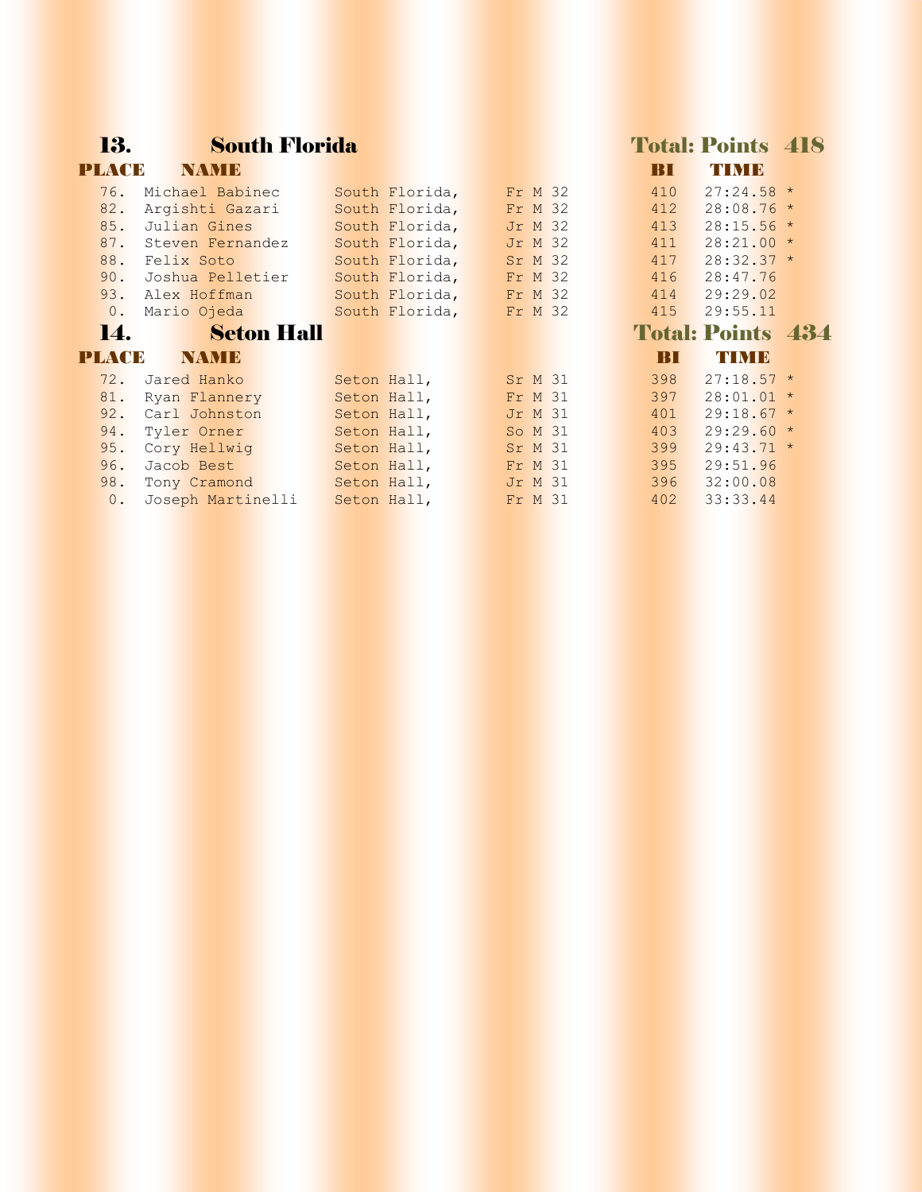## 13. South Florida — Total: Points 418

| PLACE | NAME | | | BI | TIME |
|---|---|---|---|---|---|
| 76. | Michael Babinec | South Florida, | Fr M 32 | 410 | 27:24.58 * |
| 82. | Argishti Gazari | South Florida, | Fr M 32 | 412 | 28:08.76 * |
| 85. | Julian Gines | South Florida, | Jr M 32 | 413 | 28:15.56 * |
| 87. | Steven Fernandez | South Florida, | Jr M 32 | 411 | 28:21.00 * |
| 88. | Felix Soto | South Florida, | Sr M 32 | 417 | 28:32.37 * |
| 90. | Joshua Pelletier | South Florida, | Fr M 32 | 416 | 28:47.76 |
| 93. | Alex Hoffman | South Florida, | Fr M 32 | 414 | 29:29.02 |
| 0. | Mario Ojeda | South Florida, | Fr M 32 | 415 | 29:55.11 |

## 14. Seton Hall — Total: Points 434

| PLACE | NAME | | | BI | TIME |
|---|---|---|---|---|---|
| 72. | Jared Hanko | Seton Hall, | Sr M 31 | 398 | 27:18.57 * |
| 81. | Ryan Flannery | Seton Hall, | Fr M 31 | 397 | 28:01.01 * |
| 92. | Carl Johnston | Seton Hall, | Jr M 31 | 401 | 29:18.67 * |
| 94. | Tyler Orner | Seton Hall, | So M 31 | 403 | 29:29.60 * |
| 95. | Cory Hellwig | Seton Hall, | Sr M 31 | 399 | 29:43.71 * |
| 96. | Jacob Best | Seton Hall, | Fr M 31 | 395 | 29:51.96 |
| 98. | Tony Cramond | Seton Hall, | Jr M 31 | 396 | 32:00.08 |
| 0. | Joseph Martinelli | Seton Hall, | Fr M 31 | 402 | 33:33.44 |